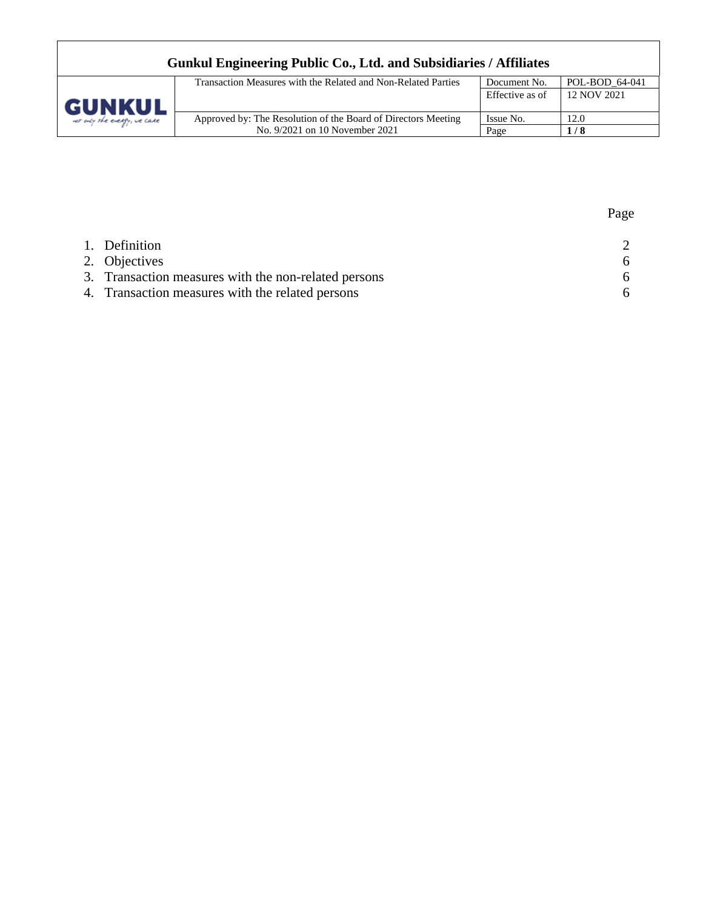| | Page |
|---|---|
| 1. Definition | 2 |
| 2. Objectives | 6 |
| 3. Transaction measures with the non-related persons | 6 |
| 4. Transaction measures with the related persons | 6 |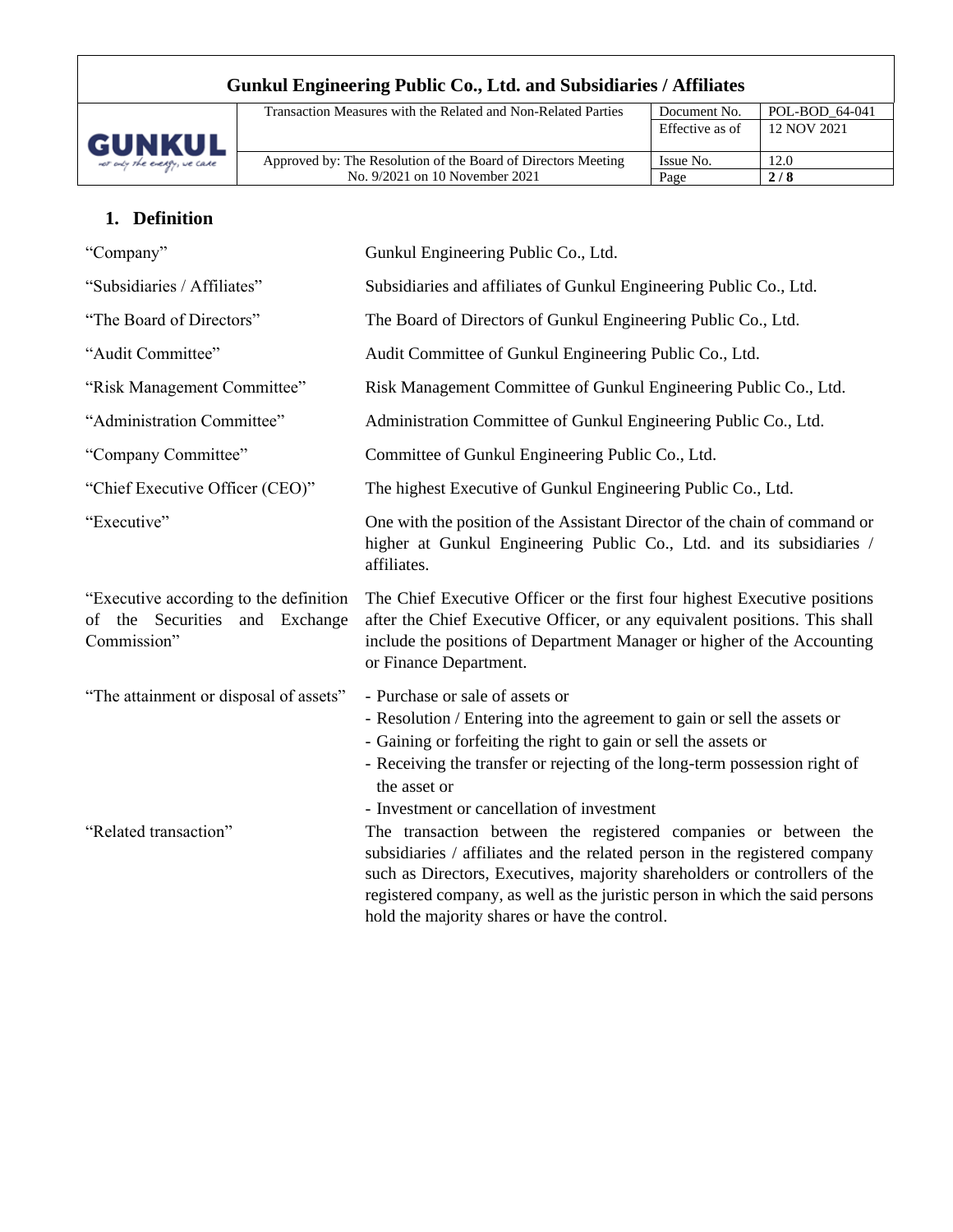## 1. Definition

| | |
|---|---|
| "Company" | Gunkul Engineering Public Co., Ltd. |
| "Subsidiaries / Affiliates" | Subsidiaries and affiliates of Gunkul Engineering Public Co., Ltd. |
| "The Board of Directors" | The Board of Directors of Gunkul Engineering Public Co., Ltd. |
| "Audit Committee" | Audit Committee of Gunkul Engineering Public Co., Ltd. |
| "Risk Management Committee" | Risk Management Committee of Gunkul Engineering Public Co., Ltd. |
| "Administration Committee" | Administration Committee of Gunkul Engineering Public Co., Ltd. |
| "Company Committee" | Committee of Gunkul Engineering Public Co., Ltd. |
| "Chief Executive Officer (CEO)" | The highest Executive of Gunkul Engineering Public Co., Ltd. |
| "Executive" | One with the position of the Assistant Director of the chain of command or higher at Gunkul Engineering Public Co., Ltd. and its subsidiaries / affiliates. |
| "Executive according to the definition of the Securities and Exchange Commission" | The Chief Executive Officer or the first four highest Executive positions after the Chief Executive Officer, or any equivalent positions. This shall include the positions of Department Manager or higher of the Accounting or Finance Department. |
| "The attainment or disposal of assets" | - Purchase or sale of assets or<br>- Resolution / Entering into the agreement to gain or sell the assets or<br>- Gaining or forfeiting the right to gain or sell the assets or<br>- Receiving the transfer or rejecting of the long-term possession right of the asset or<br>- Investment or cancellation of investment |
| "Related transaction" | The transaction between the registered companies or between the subsidiaries / affiliates and the related person in the registered company such as Directors, Executives, majority shareholders or controllers of the registered company, as well as the juristic person in which the said persons hold the majority shares or have the control. |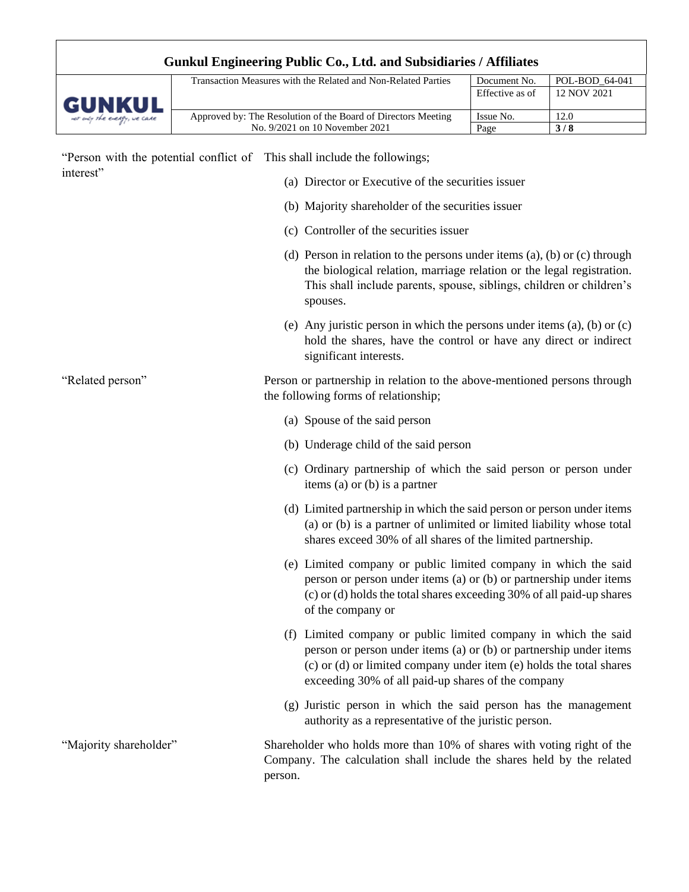**"Person with the potential conflict of interest"**

This shall include the followings;

(a) Director or Executive of the securities issuer

(b) Majority shareholder of the securities issuer

(c) Controller of the securities issuer

(d) Person in relation to the persons under items (a), (b) or (c) through the biological relation, marriage relation or the legal registration. This shall include parents, spouse, siblings, children or children's spouses.

(e) Any juristic person in which the persons under items (a), (b) or (c) hold the shares, have the control or have any direct or indirect significant interests.

**"Related person"**

Person or partnership in relation to the above-mentioned persons through the following forms of relationship;

(a) Spouse of the said person

(b) Underage child of the said person

(c) Ordinary partnership of which the said person or person under items (a) or (b) is a partner

(d) Limited partnership in which the said person or person under items (a) or (b) is a partner of unlimited or limited liability whose total shares exceed 30% of all shares of the limited partnership.

(e) Limited company or public limited company in which the said person or person under items (a) or (b) or partnership under items (c) or (d) holds the total shares exceeding 30% of all paid-up shares of the company or

(f) Limited company or public limited company in which the said person or person under items (a) or (b) or partnership under items (c) or (d) or limited company under item (e) holds the total shares exceeding 30% of all paid-up shares of the company

(g) Juristic person in which the said person has the management authority as a representative of the juristic person.

**"Majority shareholder"**

Shareholder who holds more than 10% of shares with voting right of the Company. The calculation shall include the shares held by the related person.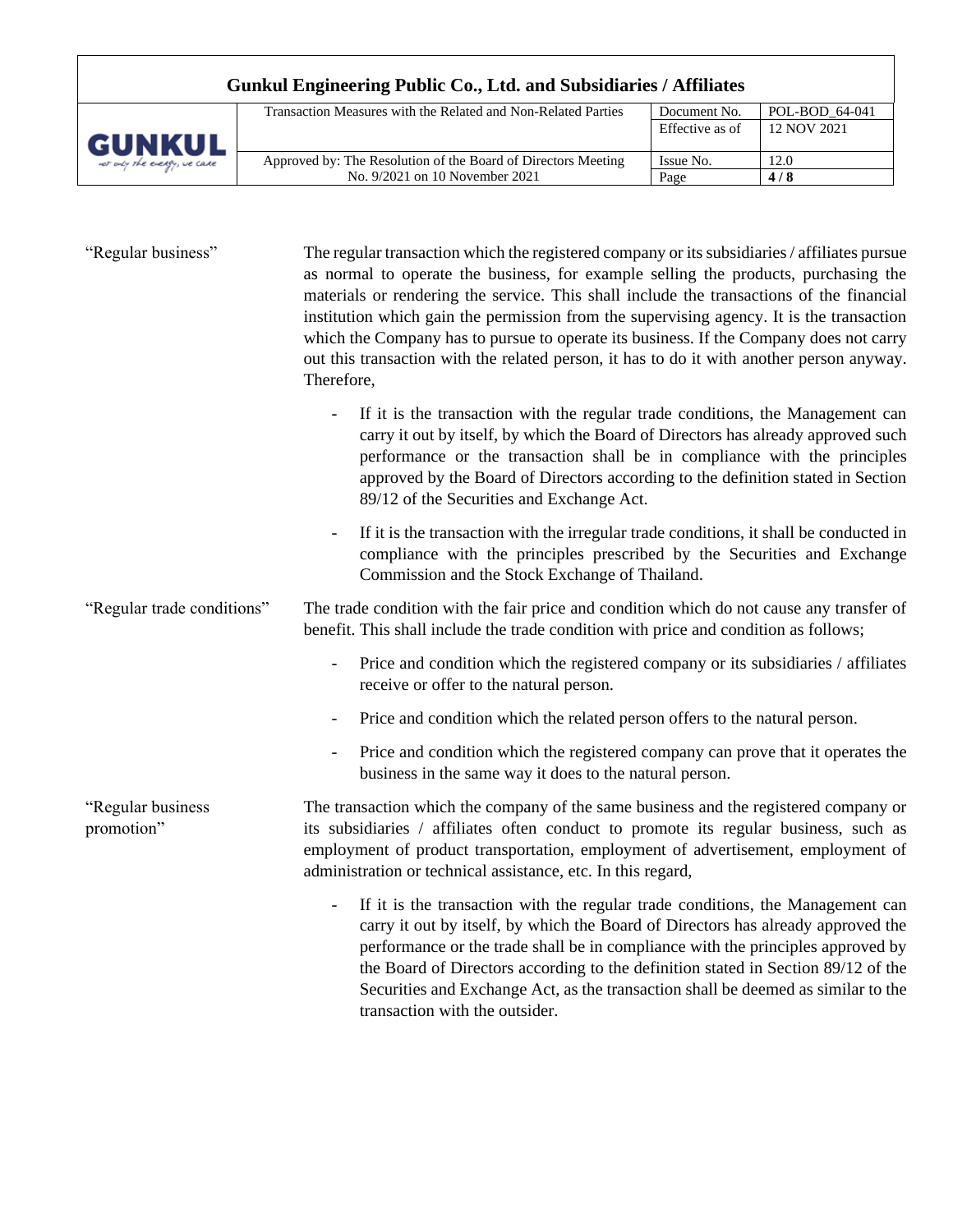| | |
|---|---|
| "Regular business" | The regular transaction which the registered company or its subsidiaries / affiliates pursue as normal to operate the business, for example selling the products, purchasing the materials or rendering the service. This shall include the transactions of the financial institution which gain the permission from the supervising agency. It is the transaction which the Company has to pursue to operate its business. If the Company does not carry out this transaction with the related person, it has to do it with another person anyway. Therefore,<br><br>- If it is the transaction with the regular trade conditions, the Management can carry it out by itself, by which the Board of Directors has already approved such performance or the transaction shall be in compliance with the principles approved by the Board of Directors according to the definition stated in Section 89/12 of the Securities and Exchange Act.<br>- If it is the transaction with the irregular trade conditions, it shall be conducted in compliance with the principles prescribed by the Securities and Exchange Commission and the Stock Exchange of Thailand. |
| "Regular trade conditions" | The trade condition with the fair price and condition which do not cause any transfer of benefit. This shall include the trade condition with price and condition as follows;<br><br>- Price and condition which the registered company or its subsidiaries / affiliates receive or offer to the natural person.<br>- Price and condition which the related person offers to the natural person.<br>- Price and condition which the registered company can prove that it operates the business in the same way it does to the natural person. |
| "Regular business promotion" | The transaction which the company of the same business and the registered company or its subsidiaries / affiliates often conduct to promote its regular business, such as employment of product transportation, employment of advertisement, employment of administration or technical assistance, etc. In this regard,<br><br>- If it is the transaction with the regular trade conditions, the Management can carry it out by itself, by which the Board of Directors has already approved the performance or the trade shall be in compliance with the principles approved by the Board of Directors according to the definition stated in Section 89/12 of the Securities and Exchange Act, as the transaction shall be deemed as similar to the transaction with the outsider. |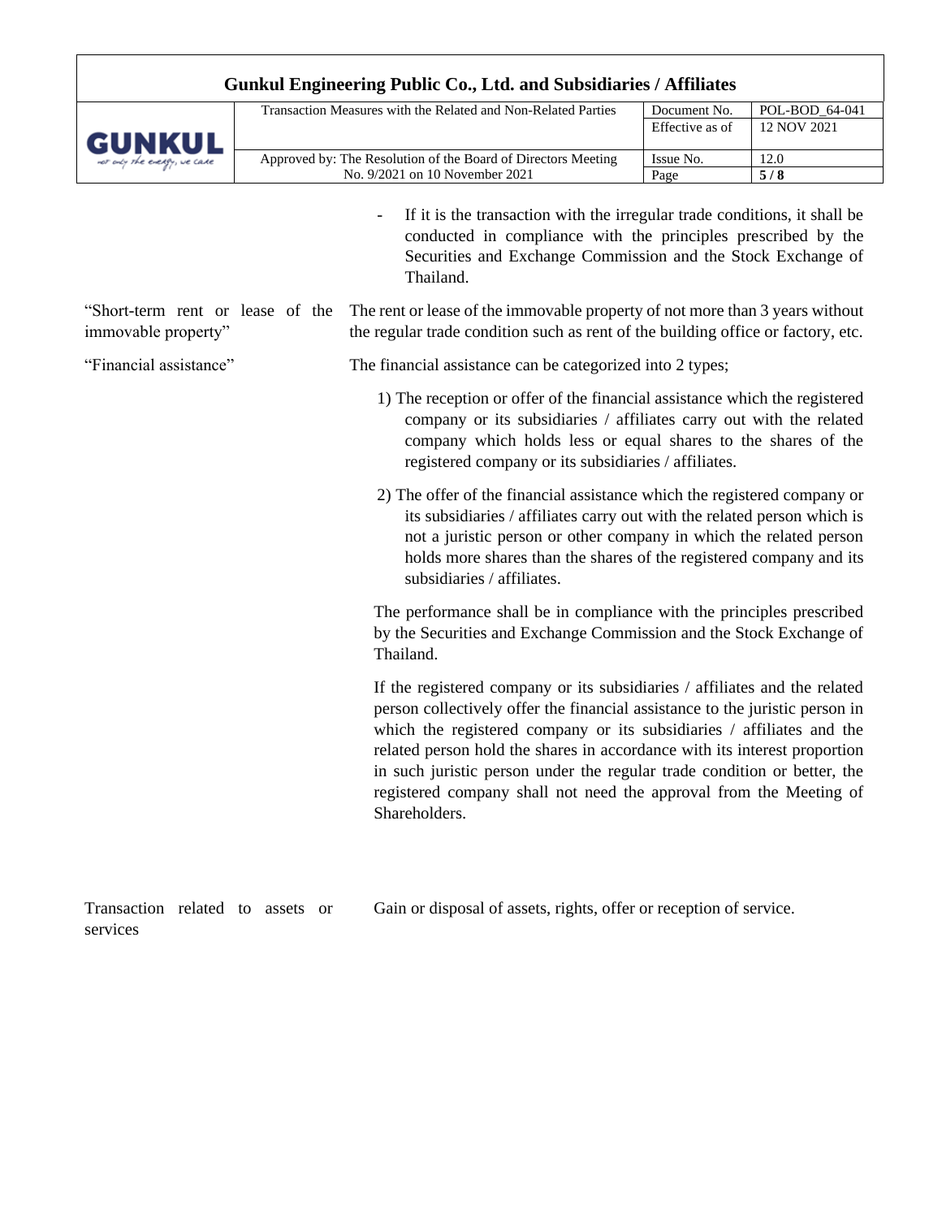- If it is the transaction with the irregular trade conditions, it shall be conducted in compliance with the principles prescribed by the Securities and Exchange Commission and the Stock Exchange of Thailand.

"Short-term rent or lease of the immovable property" — The rent or lease of the immovable property of not more than 3 years without the regular trade condition such as rent of the building office or factory, etc.

"Financial assistance" — The financial assistance can be categorized into 2 types;

1) The reception or offer of the financial assistance which the registered company or its subsidiaries / affiliates carry out with the related company which holds less or equal shares to the shares of the registered company or its subsidiaries / affiliates.

2) The offer of the financial assistance which the registered company or its subsidiaries / affiliates carry out with the related person which is not a juristic person or other company in which the related person holds more shares than the shares of the registered company and its subsidiaries / affiliates.

The performance shall be in compliance with the principles prescribed by the Securities and Exchange Commission and the Stock Exchange of Thailand.

If the registered company or its subsidiaries / affiliates and the related person collectively offer the financial assistance to the juristic person in which the registered company or its subsidiaries / affiliates and the related person hold the shares in accordance with its interest proportion in such juristic person under the regular trade condition or better, the registered company shall not need the approval from the Meeting of Shareholders.

Transaction related to assets or services — Gain or disposal of assets, rights, offer or reception of service.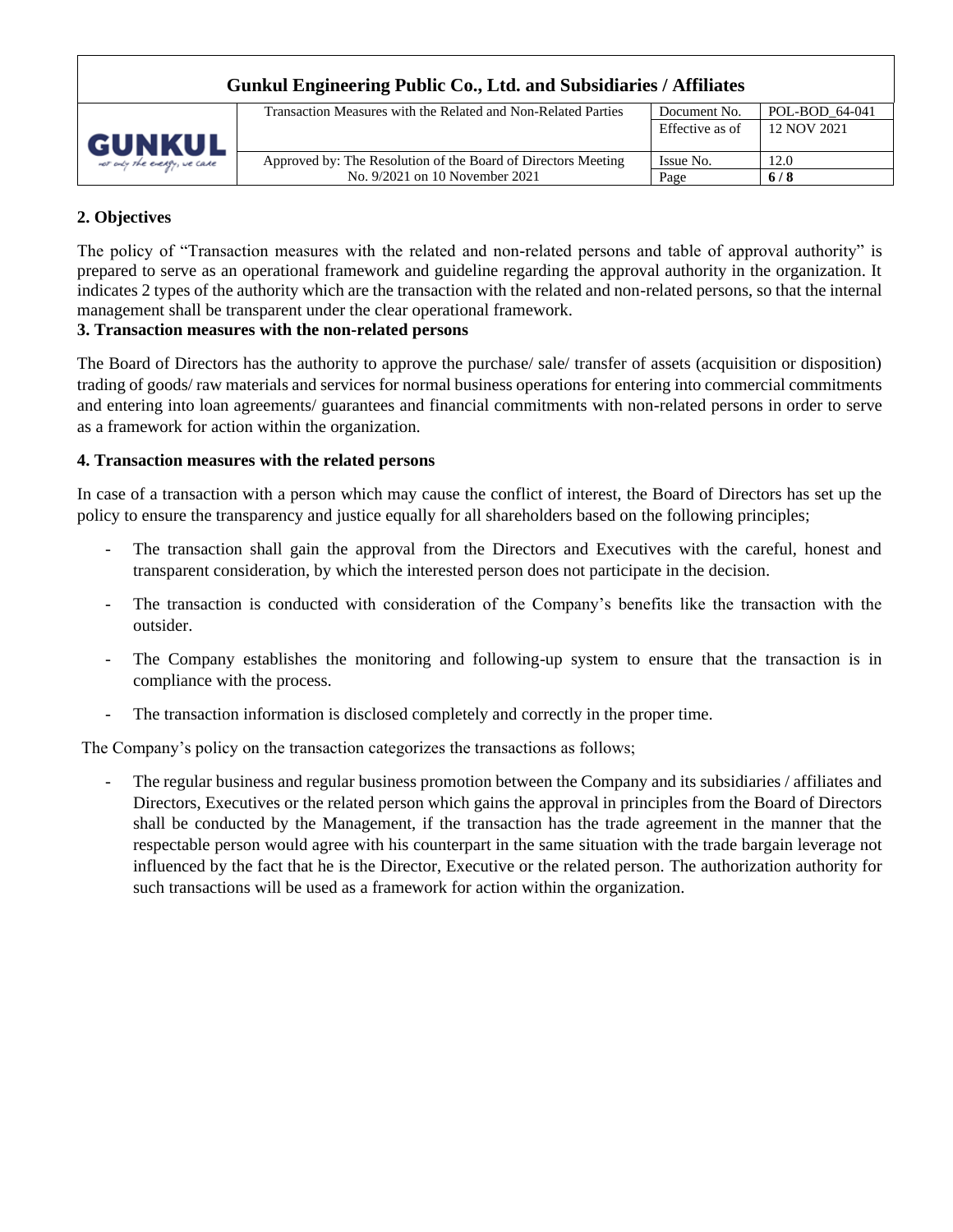## 2. Objectives

The policy of "Transaction measures with the related and non-related persons and table of approval authority" is prepared to serve as an operational framework and guideline regarding the approval authority in the organization. It indicates 2 types of the authority which are the transaction with the related and non-related persons, so that the internal management shall be transparent under the clear operational framework.

## 3. Transaction measures with the non-related persons

The Board of Directors has the authority to approve the purchase/ sale/ transfer of assets (acquisition or disposition) trading of goods/ raw materials and services for normal business operations for entering into commercial commitments and entering into loan agreements/ guarantees and financial commitments with non-related persons in order to serve as a framework for action within the organization.

## 4. Transaction measures with the related persons

In case of a transaction with a person which may cause the conflict of interest, the Board of Directors has set up the policy to ensure the transparency and justice equally for all shareholders based on the following principles;

- The transaction shall gain the approval from the Directors and Executives with the careful, honest and transparent consideration, by which the interested person does not participate in the decision.
- The transaction is conducted with consideration of the Company's benefits like the transaction with the outsider.
- The Company establishes the monitoring and following-up system to ensure that the transaction is in compliance with the process.
- The transaction information is disclosed completely and correctly in the proper time.

The Company's policy on the transaction categorizes the transactions as follows;

- The regular business and regular business promotion between the Company and its subsidiaries / affiliates and Directors, Executives or the related person which gains the approval in principles from the Board of Directors shall be conducted by the Management, if the transaction has the trade agreement in the manner that the respectable person would agree with his counterpart in the same situation with the trade bargain leverage not influenced by the fact that he is the Director, Executive or the related person. The authorization authority for such transactions will be used as a framework for action within the organization.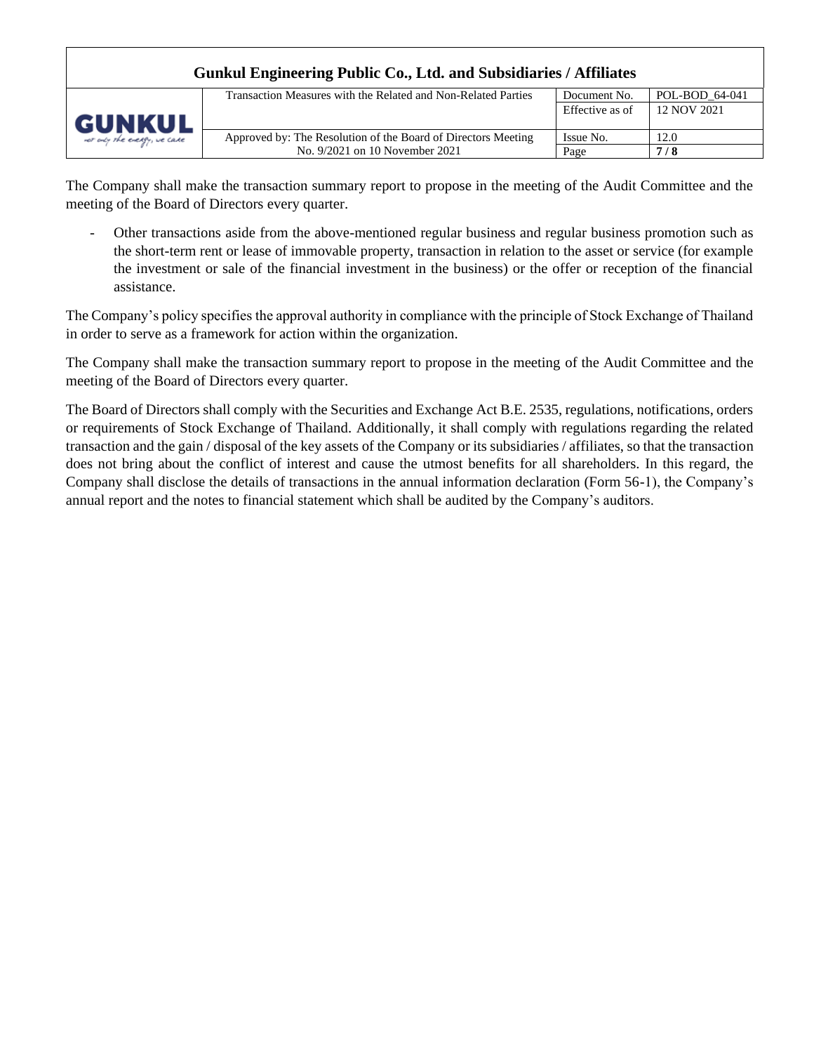The Company shall make the transaction summary report to propose in the meeting of the Audit Committee and the meeting of the Board of Directors every quarter.

- Other transactions aside from the above-mentioned regular business and regular business promotion such as the short-term rent or lease of immovable property, transaction in relation to the asset or service (for example the investment or sale of the financial investment in the business) or the offer or reception of the financial assistance.

The Company's policy specifies the approval authority in compliance with the principle of Stock Exchange of Thailand in order to serve as a framework for action within the organization.

The Company shall make the transaction summary report to propose in the meeting of the Audit Committee and the meeting of the Board of Directors every quarter.

The Board of Directors shall comply with the Securities and Exchange Act B.E. 2535, regulations, notifications, orders or requirements of Stock Exchange of Thailand. Additionally, it shall comply with regulations regarding the related transaction and the gain / disposal of the key assets of the Company or its subsidiaries / affiliates, so that the transaction does not bring about the conflict of interest and cause the utmost benefits for all shareholders. In this regard, the Company shall disclose the details of transactions in the annual information declaration (Form 56-1), the Company's annual report and the notes to financial statement which shall be audited by the Company's auditors.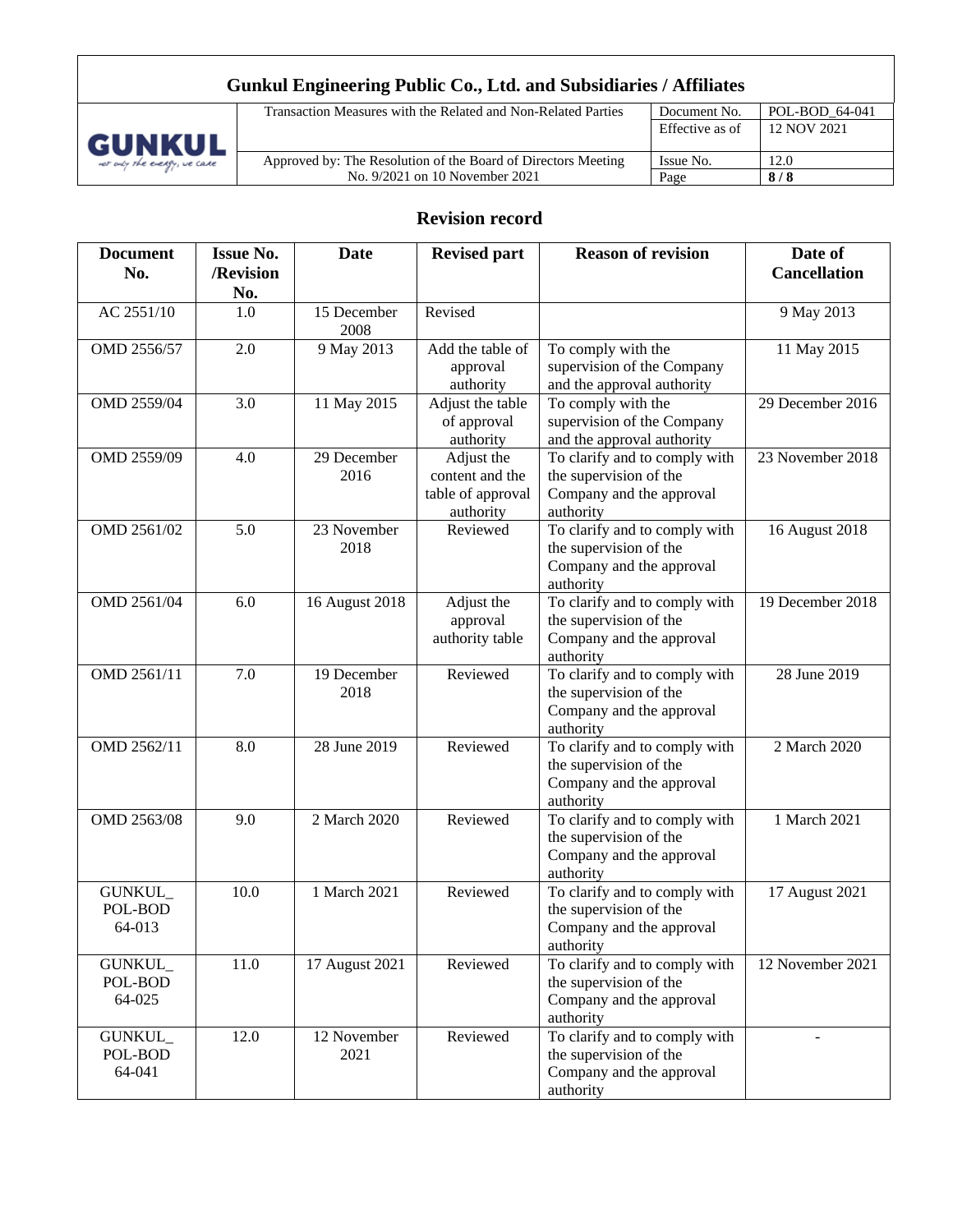## Revision record

| Document No. | Issue No. /Revision No. | Date | Revised part | Reason of revision | Date of Cancellation |
|---|---|---|---|---|---|
| AC 2551/10 | 1.0 | 15 December 2008 | Revised | | 9 May 2013 |
| OMD 2556/57 | 2.0 | 9 May 2013 | Add the table of approval authority | To comply with the supervision of the Company and the approval authority | 11 May 2015 |
| OMD 2559/04 | 3.0 | 11 May 2015 | Adjust the table of approval authority | To comply with the supervision of the Company and the approval authority | 29 December 2016 |
| OMD 2559/09 | 4.0 | 29 December 2016 | Adjust the content and the table of approval authority | To clarify and to comply with the supervision of the Company and the approval authority | 23 November 2018 |
| OMD 2561/02 | 5.0 | 23 November 2018 | Reviewed | To clarify and to comply with the supervision of the Company and the approval authority | 16 August 2018 |
| OMD 2561/04 | 6.0 | 16 August 2018 | Adjust the approval authority table | To clarify and to comply with the supervision of the Company and the approval authority | 19 December 2018 |
| OMD 2561/11 | 7.0 | 19 December 2018 | Reviewed | To clarify and to comply with the supervision of the Company and the approval authority | 28 June 2019 |
| OMD 2562/11 | 8.0 | 28 June 2019 | Reviewed | To clarify and to comply with the supervision of the Company and the approval authority | 2 March 2020 |
| OMD 2563/08 | 9.0 | 2 March 2020 | Reviewed | To clarify and to comply with the supervision of the Company and the approval authority | 1 March 2021 |
| GUNKUL_ POL-BOD 64-013 | 10.0 | 1 March 2021 | Reviewed | To clarify and to comply with the supervision of the Company and the approval authority | 17 August 2021 |
| GUNKUL_ POL-BOD 64-025 | 11.0 | 17 August 2021 | Reviewed | To clarify and to comply with the supervision of the Company and the approval authority | 12 November 2021 |
| GUNKUL_ POL-BOD 64-041 | 12.0 | 12 November 2021 | Reviewed | To clarify and to comply with the supervision of the Company and the approval authority | - |